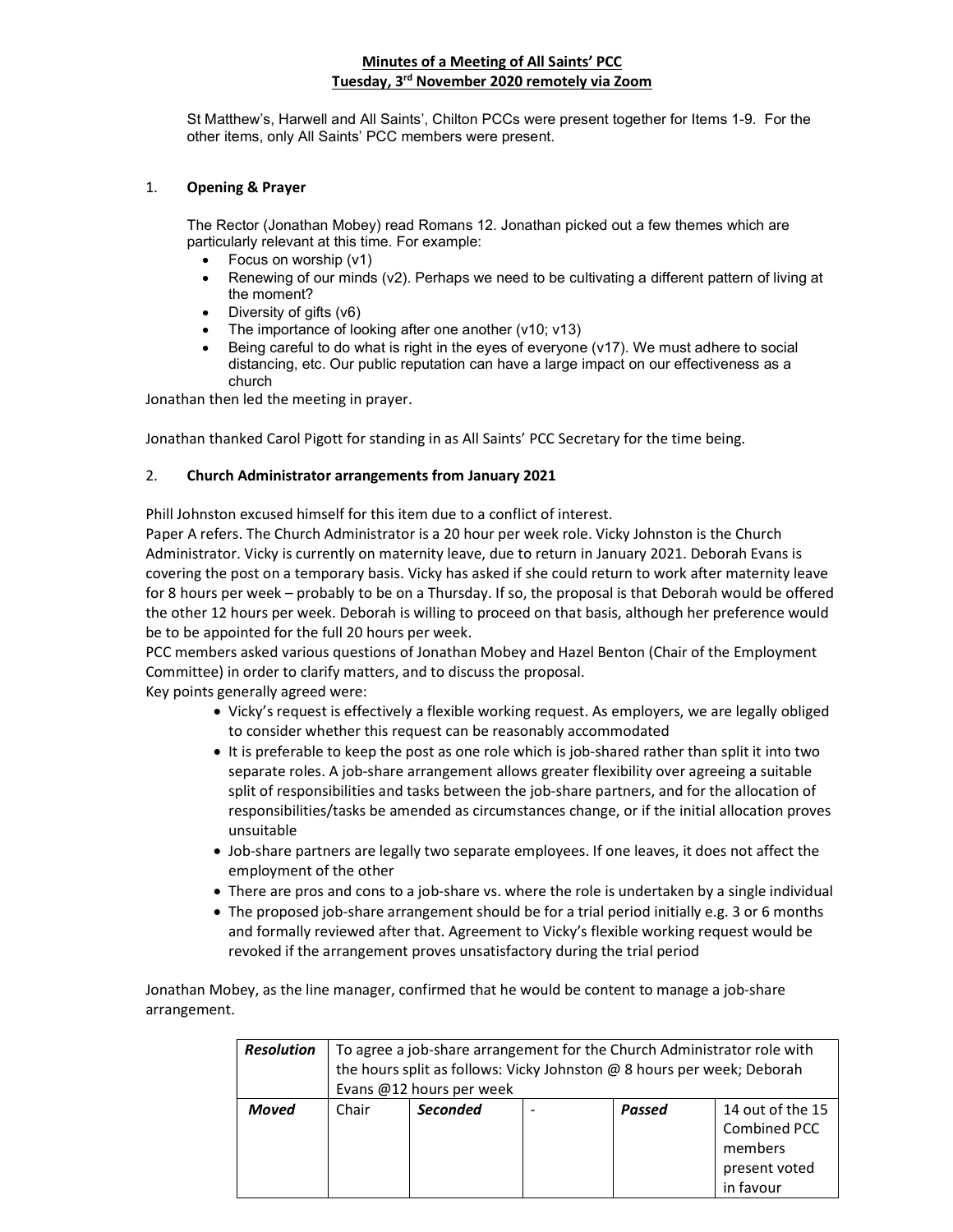# Minutes of a Meeting of All Saints' PCC
## Tuesday, 3rd November 2020 remotely via Zoom

St Matthew's, Harwell and All Saints', Chilton PCCs were present together for Items 1-9. For the other items, only All Saints' PCC members were present.

1. **Opening & Prayer**

The Rector (Jonathan Mobey) read Romans 12. Jonathan picked out a few themes which are particularly relevant at this time. For example:

- Focus on worship (v1)
- Renewing of our minds (v2). Perhaps we need to be cultivating a different pattern of living at the moment?
- Diversity of gifts (v6)
- The importance of looking after one another (v10; v13)
- Being careful to do what is right in the eyes of everyone (v17). We must adhere to social distancing, etc. Our public reputation can have a large impact on our effectiveness as a church

Jonathan then led the meeting in prayer.

Jonathan thanked Carol Pigott for standing in as All Saints' PCC Secretary for the time being.

2. **Church Administrator arrangements from January 2021**

Phill Johnston excused himself for this item due to a conflict of interest.

Paper A refers. The Church Administrator is a 20 hour per week role. Vicky Johnston is the Church Administrator. Vicky is currently on maternity leave, due to return in January 2021. Deborah Evans is covering the post on a temporary basis. Vicky has asked if she could return to work after maternity leave for 8 hours per week – probably to be on a Thursday. If so, the proposal is that Deborah would be offered the other 12 hours per week. Deborah is willing to proceed on that basis, although her preference would be to be appointed for the full 20 hours per week.

PCC members asked various questions of Jonathan Mobey and Hazel Benton (Chair of the Employment Committee) in order to clarify matters, and to discuss the proposal.

Key points generally agreed were:

- Vicky's request is effectively a flexible working request. As employers, we are legally obliged to consider whether this request can be reasonably accommodated
- It is preferable to keep the post as one role which is job-shared rather than split it into two separate roles. A job-share arrangement allows greater flexibility over agreeing a suitable split of responsibilities and tasks between the job-share partners, and for the allocation of responsibilities/tasks be amended as circumstances change, or if the initial allocation proves unsuitable
- Job-share partners are legally two separate employees. If one leaves, it does not affect the employment of the other
- There are pros and cons to a job-share vs. where the role is undertaken by a single individual
- The proposed job-share arrangement should be for a trial period initially e.g. 3 or 6 months and formally reviewed after that. Agreement to Vicky's flexible working request would be revoked if the arrangement proves unsatisfactory during the trial period

Jonathan Mobey, as the line manager, confirmed that he would be content to manage a job-share arrangement.

| ***Resolution*** | To agree a job-share arrangement for the Church Administrator role with the hours split as follows: Vicky Johnston @ 8 hours per week; Deborah Evans @12 hours per week | | | | |
|---|---|---|---|---|---|
| ***Moved*** | Chair | ***Seconded*** | - | ***Passed*** | 14 out of the 15 Combined PCC members present voted in favour |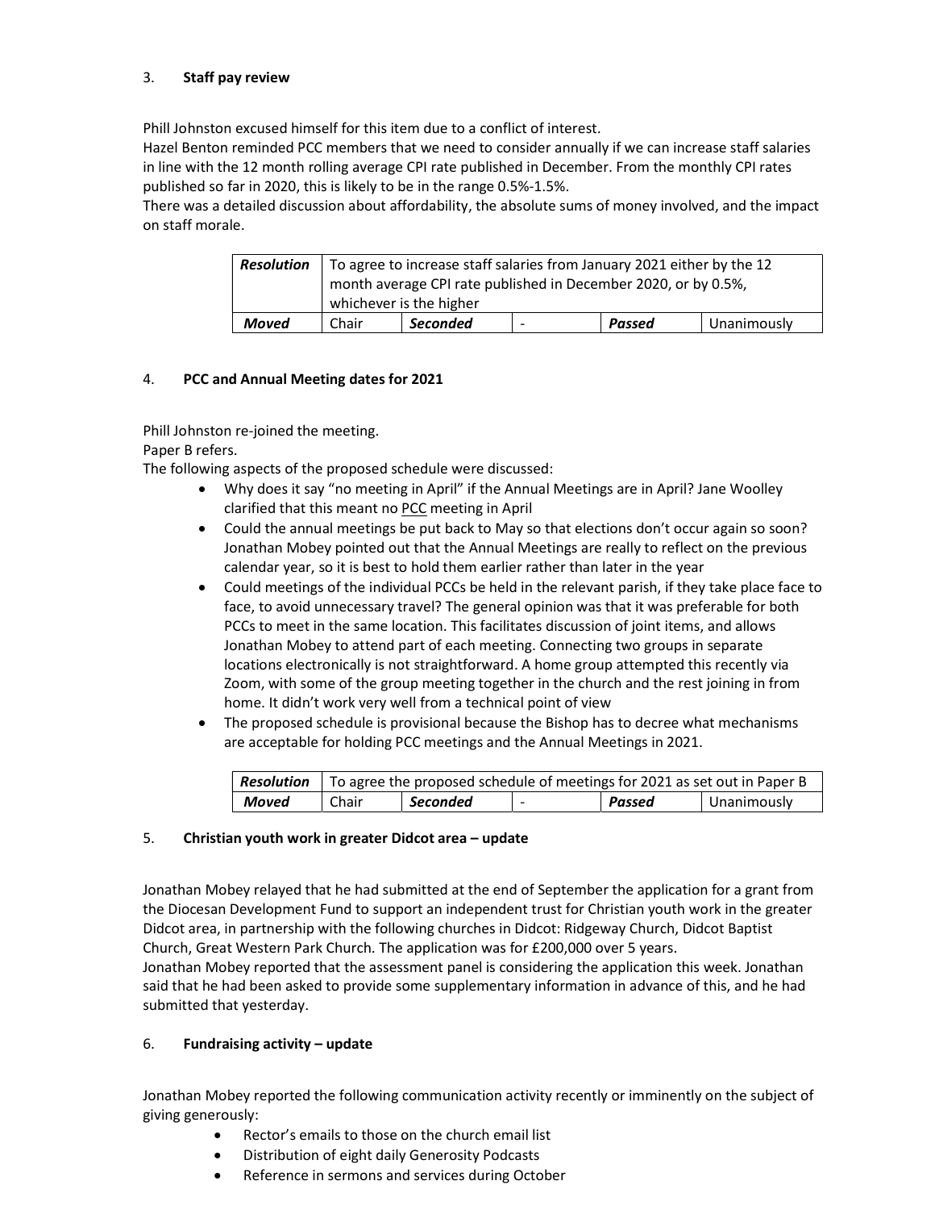## 3. **Staff pay review**

Phill Johnston excused himself for this item due to a conflict of interest.
Hazel Benton reminded PCC members that we need to consider annually if we can increase staff salaries in line with the 12 month rolling average CPI rate published in December. From the monthly CPI rates published so far in 2020, this is likely to be in the range 0.5%-1.5%.
There was a detailed discussion about affordability, the absolute sums of money involved, and the impact on staff morale.

| ***Resolution*** | To agree to increase staff salaries from January 2021 either by the 12 month average CPI rate published in December 2020, or by 0.5%, whichever is the higher | | | | |
|---|---|---|---|---|---|
| ***Moved*** | Chair | ***Seconded*** | - | ***Passed*** | Unanimously |

## 4. **PCC and Annual Meeting dates for 2021**

Phill Johnston re-joined the meeting.
Paper B refers.
The following aspects of the proposed schedule were discussed:

- Why does it say "no meeting in April" if the Annual Meetings are in April? Jane Woolley clarified that this meant no PCC meeting in April
- Could the annual meetings be put back to May so that elections don't occur again so soon? Jonathan Mobey pointed out that the Annual Meetings are really to reflect on the previous calendar year, so it is best to hold them earlier rather than later in the year
- Could meetings of the individual PCCs be held in the relevant parish, if they take place face to face, to avoid unnecessary travel? The general opinion was that it was preferable for both PCCs to meet in the same location. This facilitates discussion of joint items, and allows Jonathan Mobey to attend part of each meeting. Connecting two groups in separate locations electronically is not straightforward. A home group attempted this recently via Zoom, with some of the group meeting together in the church and the rest joining in from home. It didn't work very well from a technical point of view
- The proposed schedule is provisional because the Bishop has to decree what mechanisms are acceptable for holding PCC meetings and the Annual Meetings in 2021.

| ***Resolution*** | To agree the proposed schedule of meetings for 2021 as set out in Paper B | | | | |
|---|---|---|---|---|---|
| ***Moved*** | Chair | ***Seconded*** | - | ***Passed*** | Unanimously |

## 5. **Christian youth work in greater Didcot area – update**

Jonathan Mobey relayed that he had submitted at the end of September the application for a grant from the Diocesan Development Fund to support an independent trust for Christian youth work in the greater Didcot area, in partnership with the following churches in Didcot: Ridgeway Church, Didcot Baptist Church, Great Western Park Church. The application was for £200,000 over 5 years.
Jonathan Mobey reported that the assessment panel is considering the application this week. Jonathan said that he had been asked to provide some supplementary information in advance of this, and he had submitted that yesterday.

## 6. **Fundraising activity – update**

Jonathan Mobey reported the following communication activity recently or imminently on the subject of giving generously:

- Rector's emails to those on the church email list
- Distribution of eight daily Generosity Podcasts
- Reference in sermons and services during October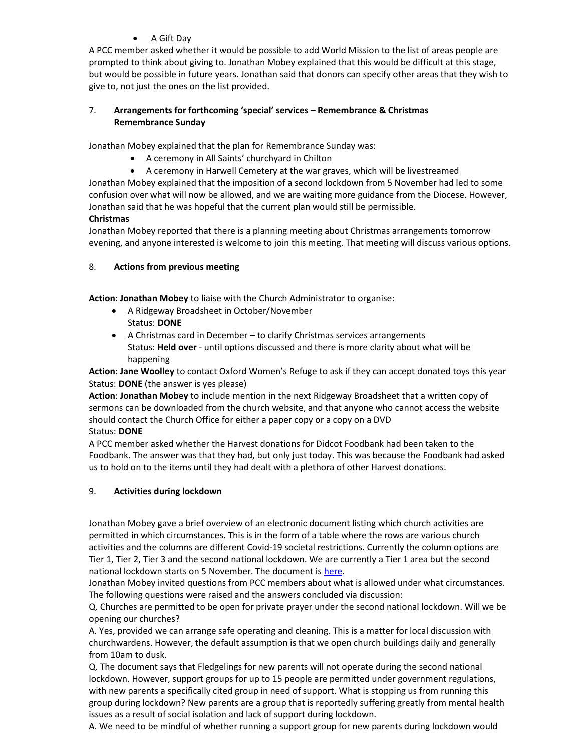- A Gift Day

A PCC member asked whether it would be possible to add World Mission to the list of areas people are prompted to think about giving to. Jonathan Mobey explained that this would be difficult at this stage, but would be possible in future years. Jonathan said that donors can specify other areas that they wish to give to, not just the ones on the list provided.

## 7. Arrangements for forthcoming 'special' services – Remembrance & Christmas

**Remembrance Sunday**

Jonathan Mobey explained that the plan for Remembrance Sunday was:

- A ceremony in All Saints' churchyard in Chilton
- A ceremony in Harwell Cemetery at the war graves, which will be livestreamed

Jonathan Mobey explained that the imposition of a second lockdown from 5 November had led to some confusion over what will now be allowed, and we are waiting more guidance from the Diocese. However, Jonathan said that he was hopeful that the current plan would still be permissible.

**Christmas**

Jonathan Mobey reported that there is a planning meeting about Christmas arrangements tomorrow evening, and anyone interested is welcome to join this meeting. That meeting will discuss various options.

## 8. Actions from previous meeting

**Action**: **Jonathan Mobey** to liaise with the Church Administrator to organise:

- A Ridgeway Broadsheet in October/November  
  Status: **DONE**
- A Christmas card in December – to clarify Christmas services arrangements  
  Status: **Held over** - until options discussed and there is more clarity about what will be happening

**Action**: **Jane Woolley** to contact Oxford Women's Refuge to ask if they can accept donated toys this year  
Status: **DONE** (the answer is yes please)

**Action**: **Jonathan Mobey** to include mention in the next Ridgeway Broadsheet that a written copy of sermons can be downloaded from the church website, and that anyone who cannot access the website should contact the Church Office for either a paper copy or a copy on a DVD  
Status: **DONE**

A PCC member asked whether the Harvest donations for Didcot Foodbank had been taken to the Foodbank. The answer was that they had, but only just today. This was because the Foodbank had asked us to hold on to the items until they had dealt with a plethora of other Harvest donations.

## 9. Activities during lockdown

Jonathan Mobey gave a brief overview of an electronic document listing which church activities are permitted in which circumstances. This is in the form of a table where the rows are various church activities and the columns are different Covid-19 societal restrictions. Currently the column options are Tier 1, Tier 2, Tier 3 and the second national lockdown. We are currently a Tier 1 area but the second national lockdown starts on 5 November. The document is here.

Jonathan Mobey invited questions from PCC members about what is allowed under what circumstances. The following questions were raised and the answers concluded via discussion:

Q. Churches are permitted to be open for private prayer under the second national lockdown. Will we be opening our churches?

A. Yes, provided we can arrange safe operating and cleaning. This is a matter for local discussion with churchwardens. However, the default assumption is that we open church buildings daily and generally from 10am to dusk.

Q. The document says that Fledgelings for new parents will not operate during the second national lockdown. However, support groups for up to 15 people are permitted under government regulations, with new parents a specifically cited group in need of support. What is stopping us from running this group during lockdown? New parents are a group that is reportedly suffering greatly from mental health issues as a result of social isolation and lack of support during lockdown.

A. We need to be mindful of whether running a support group for new parents during lockdown would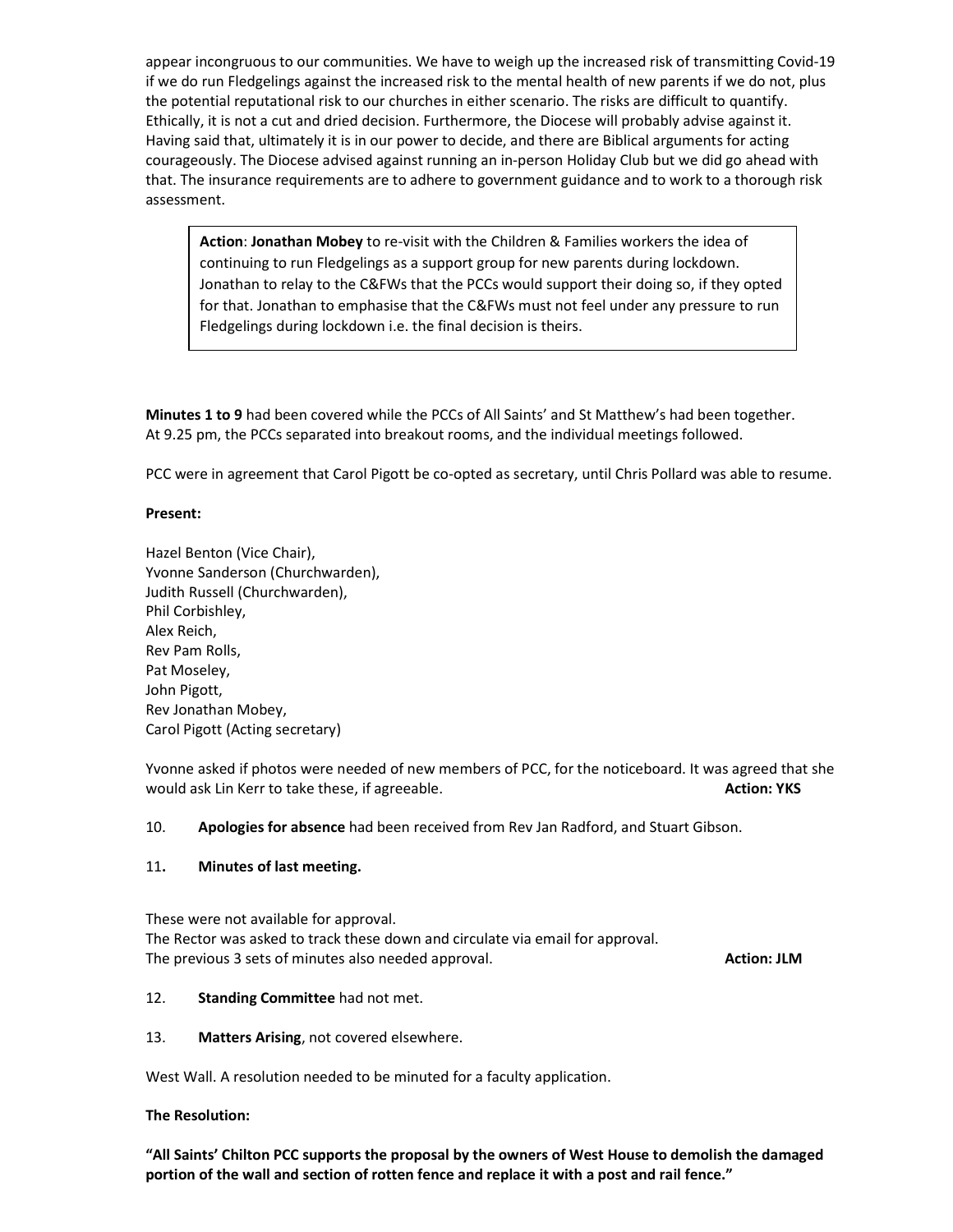appear incongruous to our communities. We have to weigh up the increased risk of transmitting Covid-19 if we do run Fledgelings against the increased risk to the mental health of new parents if we do not, plus the potential reputational risk to our churches in either scenario. The risks are difficult to quantify. Ethically, it is not a cut and dried decision. Furthermore, the Diocese will probably advise against it. Having said that, ultimately it is in our power to decide, and there are Biblical arguments for acting courageously. The Diocese advised against running an in-person Holiday Club but we did go ahead with that. The insurance requirements are to adhere to government guidance and to work to a thorough risk assessment.

> **Action**: **Jonathan Mobey** to re-visit with the Children & Families workers the idea of continuing to run Fledgelings as a support group for new parents during lockdown. Jonathan to relay to the C&FWs that the PCCs would support their doing so, if they opted for that. Jonathan to emphasise that the C&FWs must not feel under any pressure to run Fledgelings during lockdown i.e. the final decision is theirs.

**Minutes 1 to 9** had been covered while the PCCs of All Saints' and St Matthew's had been together. At 9.25 pm, the PCCs separated into breakout rooms, and the individual meetings followed.

PCC were in agreement that Carol Pigott be co-opted as secretary, until Chris Pollard was able to resume.

**Present:**

Hazel Benton (Vice Chair),
Yvonne Sanderson (Churchwarden),
Judith Russell (Churchwarden),
Phil Corbishley,
Alex Reich,
Rev Pam Rolls,
Pat Moseley,
John Pigott,
Rev Jonathan Mobey,
Carol Pigott (Acting secretary)

Yvonne asked if photos were needed of new members of PCC, for the noticeboard. It was agreed that she would ask Lin Kerr to take these, if agreeable. **Action: YKS**

10. **Apologies for absence** had been received from Rev Jan Radford, and Stuart Gibson.

11**.** **Minutes of last meeting.**

These were not available for approval.
The Rector was asked to track these down and circulate via email for approval.
The previous 3 sets of minutes also needed approval. **Action: JLM**

12. **Standing Committee** had not met.

13. **Matters Arising**, not covered elsewhere.

West Wall. A resolution needed to be minuted for a faculty application.

**The Resolution:**

**"All Saints' Chilton PCC supports the proposal by the owners of West House to demolish the damaged portion of the wall and section of rotten fence and replace it with a post and rail fence."**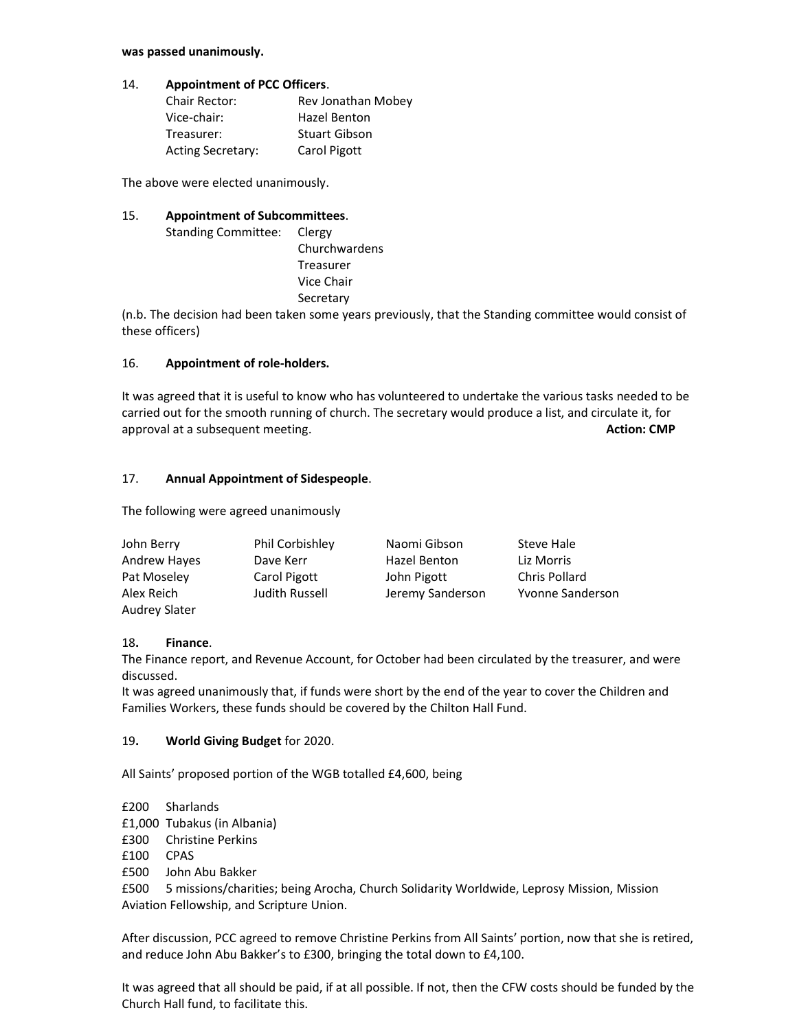**was passed unanimously.**

14. **Appointment of PCC Officers**.

| | |
|---|---|
| Chair Rector: | Rev Jonathan Mobey |
| Vice-chair: | Hazel Benton |
| Treasurer: | Stuart Gibson |
| Acting Secretary: | Carol Pigott |

The above were elected unanimously.

15. **Appointment of Subcommittees**.

Standing Committee: Clergy
Churchwardens
Treasurer
Vice Chair
Secretary

(n.b. The decision had been taken some years previously, that the Standing committee would consist of these officers)

16. **Appointment of role-holders.**

It was agreed that it is useful to know who has volunteered to undertake the various tasks needed to be carried out for the smooth running of church. The secretary would produce a list, and circulate it, for approval at a subsequent meeting. **Action: CMP**

17. **Annual Appointment of Sidespeople**.

The following were agreed unanimously

| | | | |
|---|---|---|---|
| John Berry | Phil Corbishley | Naomi Gibson | Steve Hale |
| Andrew Hayes | Dave Kerr | Hazel Benton | Liz Morris |
| Pat Moseley | Carol Pigott | John Pigott | Chris Pollard |
| Alex Reich | Judith Russell | Jeremy Sanderson | Yvonne Sanderson |
| Audrey Slater | | | |

18**. Finance**.

The Finance report, and Revenue Account, for October had been circulated by the treasurer, and were discussed.

It was agreed unanimously that, if funds were short by the end of the year to cover the Children and Families Workers, these funds should be covered by the Chilton Hall Fund.

19**. World Giving Budget** for 2020.

All Saints' proposed portion of the WGB totalled £4,600, being

£200 Sharlands
£1,000 Tubakus (in Albania)
£300 Christine Perkins
£100 CPAS
£500 John Abu Bakker
£500 5 missions/charities; being Arocha, Church Solidarity Worldwide, Leprosy Mission, Mission Aviation Fellowship, and Scripture Union.

After discussion, PCC agreed to remove Christine Perkins from All Saints' portion, now that she is retired, and reduce John Abu Bakker's to £300, bringing the total down to £4,100.

It was agreed that all should be paid, if at all possible. If not, then the CFW costs should be funded by the Church Hall fund, to facilitate this.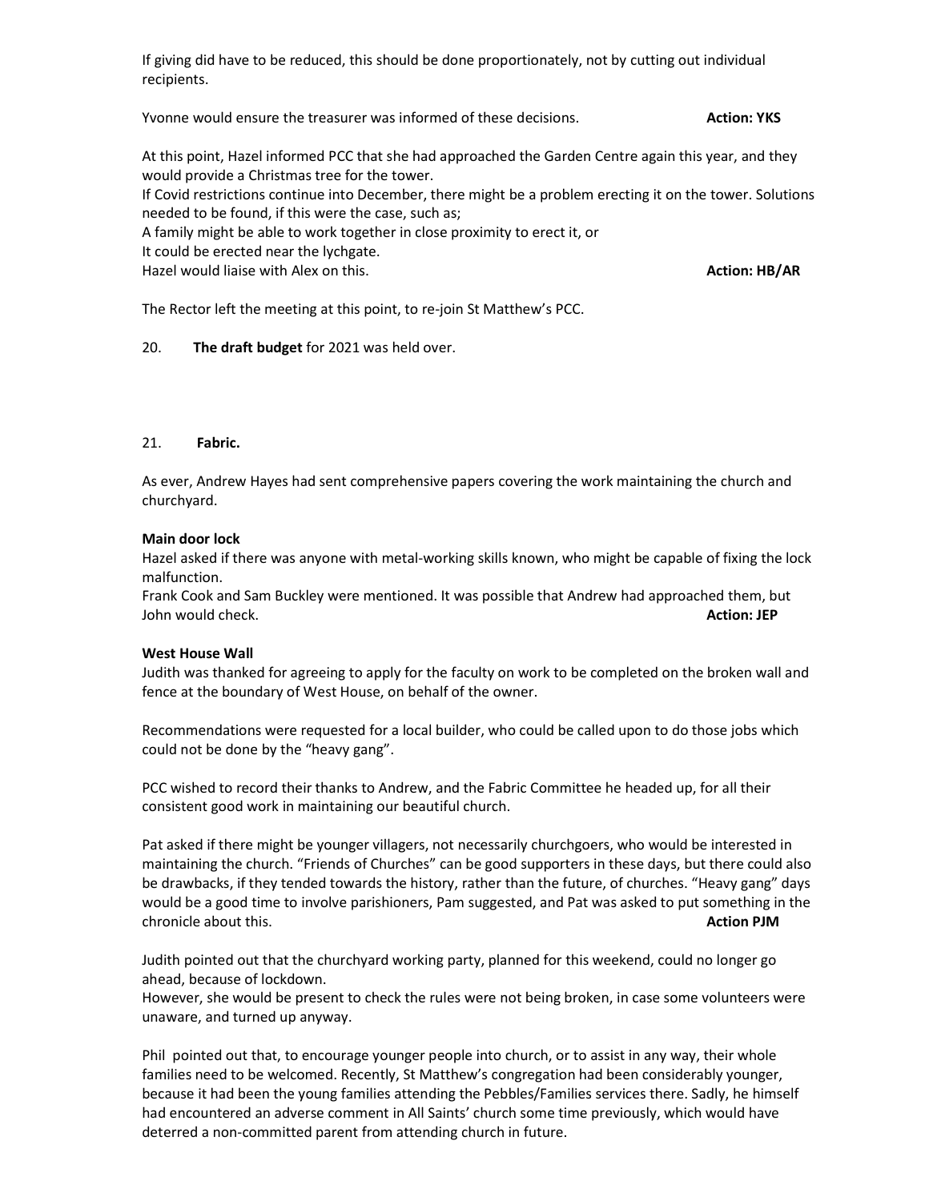If giving did have to be reduced, this should be done proportionately, not by cutting out individual recipients.

Yvonne would ensure the treasurer was informed of these decisions. **Action: YKS**

At this point, Hazel informed PCC that she had approached the Garden Centre again this year, and they would provide a Christmas tree for the tower.
If Covid restrictions continue into December, there might be a problem erecting it on the tower. Solutions needed to be found, if this were the case, such as;
A family might be able to work together in close proximity to erect it, or
It could be erected near the lychgate.
Hazel would liaise with Alex on this. **Action: HB/AR**

The Rector left the meeting at this point, to re-join St Matthew's PCC.

20. **The draft budget** for 2021 was held over.

21. **Fabric.**

As ever, Andrew Hayes had sent comprehensive papers covering the work maintaining the church and churchyard.

**Main door lock**
Hazel asked if there was anyone with metal-working skills known, who might be capable of fixing the lock malfunction.
Frank Cook and Sam Buckley were mentioned. It was possible that Andrew had approached them, but John would check. **Action: JEP**

**West House Wall**
Judith was thanked for agreeing to apply for the faculty on work to be completed on the broken wall and fence at the boundary of West House, on behalf of the owner.

Recommendations were requested for a local builder, who could be called upon to do those jobs which could not be done by the "heavy gang".

PCC wished to record their thanks to Andrew, and the Fabric Committee he headed up, for all their consistent good work in maintaining our beautiful church.

Pat asked if there might be younger villagers, not necessarily churchgoers, who would be interested in maintaining the church. "Friends of Churches" can be good supporters in these days, but there could also be drawbacks, if they tended towards the history, rather than the future, of churches. "Heavy gang" days would be a good time to involve parishioners, Pam suggested, and Pat was asked to put something in the chronicle about this. **Action PJM**

Judith pointed out that the churchyard working party, planned for this weekend, could no longer go ahead, because of lockdown.
However, she would be present to check the rules were not being broken, in case some volunteers were unaware, and turned up anyway.

Phil pointed out that, to encourage younger people into church, or to assist in any way, their whole families need to be welcomed. Recently, St Matthew's congregation had been considerably younger, because it had been the young families attending the Pebbles/Families services there. Sadly, he himself had encountered an adverse comment in All Saints' church some time previously, which would have deterred a non-committed parent from attending church in future.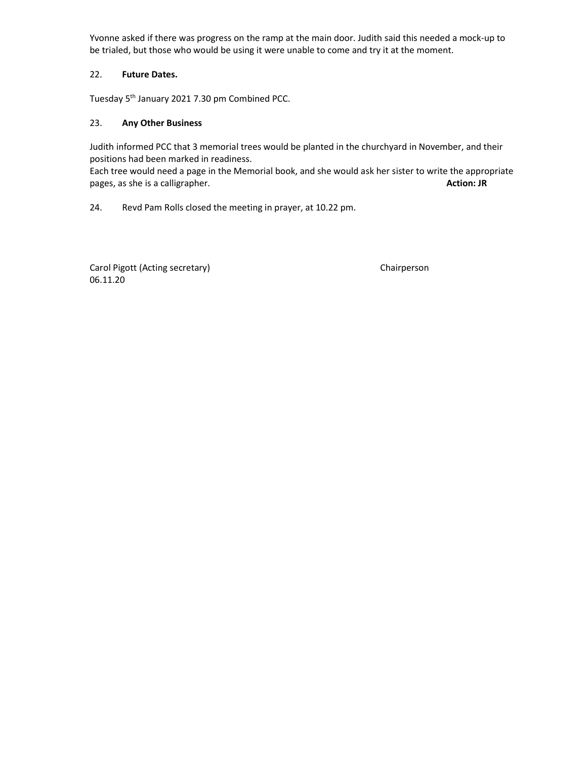Yvonne asked if there was progress on the ramp at the main door. Judith said this needed a mock-up to be trialed, but those who would be using it were unable to come and try it at the moment.

22. **Future Dates.**

Tuesday 5th January 2021 7.30 pm Combined PCC.

23. **Any Other Business**

Judith informed PCC that 3 memorial trees would be planted in the churchyard in November, and their positions had been marked in readiness.
Each tree would need a page in the Memorial book, and she would ask her sister to write the appropriate pages, as she is a calligrapher. **Action: JR**

24. Revd Pam Rolls closed the meeting in prayer, at 10.22 pm.

Carol Pigott (Acting secretary) Chairperson
06.11.20